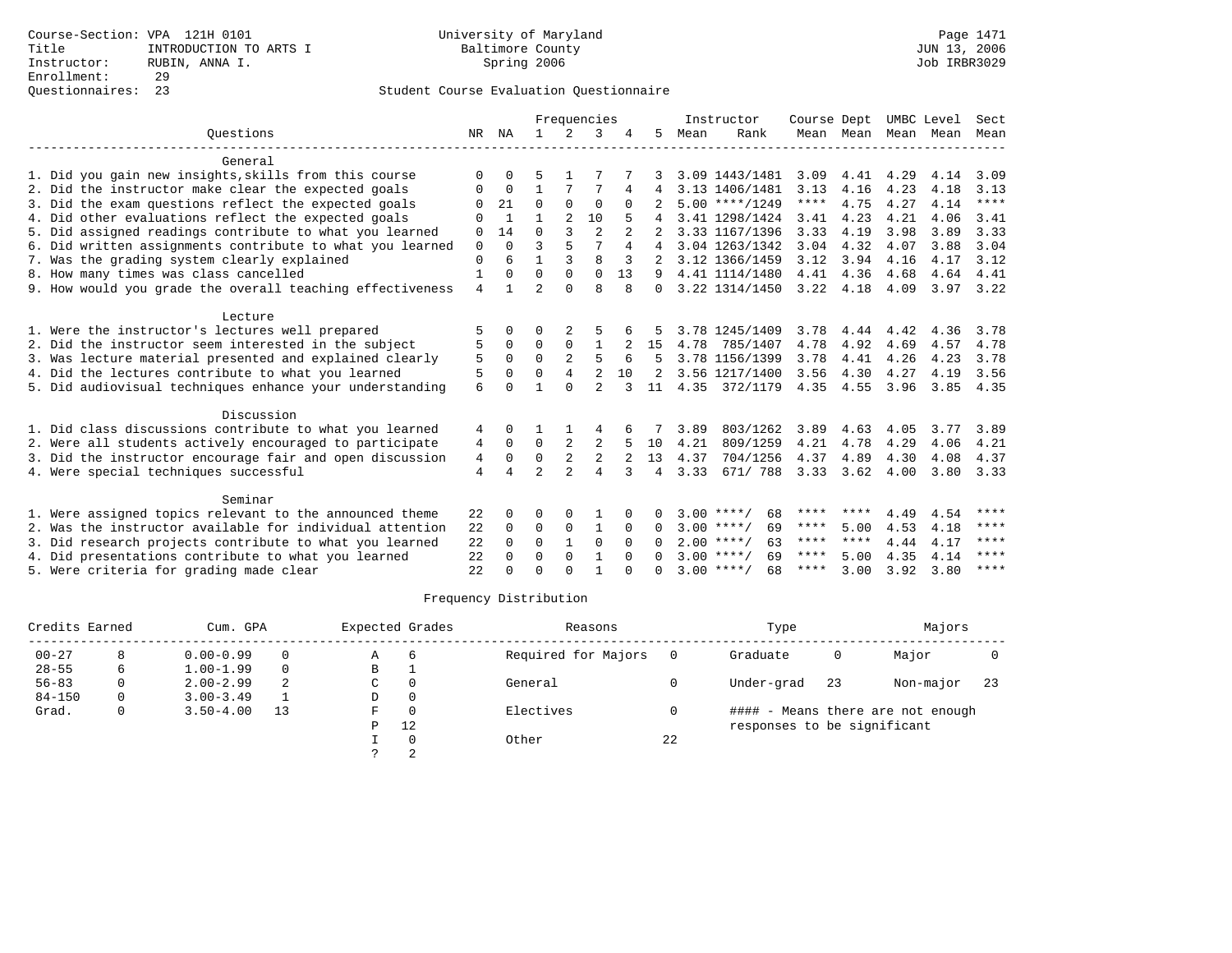Course-Section: VPA 121H 0101
Title: INTRODUCTION TO ARTS I
Instructor: RUBIN, ANNA I.
Enrollment: 29
Questionnaires: 23

University of Maryland
Baltimore County
Spring 2006

JUN 13, 2006
Job IRBR3029

## Student Course Evaluation Questionnaire

| Questions | NR | NA | 1 | 2 | 3 | 4 | 5 | Instructor Mean | Rank | Course Mean | Dept Mean | UMBC Mean | Level Mean | Sect Mean |
|---|---|---|---|---|---|---|---|---|---|---|---|---|---|---|
| **General** | | | | | | | | | | | | | | |
| 1. Did you gain new insights,skills from this course | 0 | 0 | 5 | 1 | 7 | 7 | 3 | 3.09 | 1443/1481 | 3.09 | 4.41 | 4.29 | 4.14 | 3.09 |
| 2. Did the instructor make clear the expected goals | 0 | 0 | 1 | 7 | 7 | 4 | 4 | 3.13 | 1406/1481 | 3.13 | 4.16 | 4.23 | 4.18 | 3.13 |
| 3. Did the exam questions reflect the expected goals | 0 | 21 | 0 | 0 | 0 | 0 | 2 | 5.00 | ****/1249 | **** | 4.75 | 4.27 | 4.14 | **** |
| 4. Did other evaluations reflect the expected goals | 0 | 1 | 1 | 2 | 10 | 5 | 4 | 3.41 | 1298/1424 | 3.41 | 4.23 | 4.21 | 4.06 | 3.41 |
| 5. Did assigned readings contribute to what you learned | 0 | 14 | 0 | 3 | 2 | 2 | 2 | 3.33 | 1167/1396 | 3.33 | 4.19 | 3.98 | 3.89 | 3.33 |
| 6. Did written assignments contribute to what you learned | 0 | 0 | 3 | 5 | 7 | 4 | 4 | 3.04 | 1263/1342 | 3.04 | 4.32 | 4.07 | 3.88 | 3.04 |
| 7. Was the grading system clearly explained | 0 | 6 | 1 | 3 | 8 | 3 | 2 | 3.12 | 1366/1459 | 3.12 | 3.94 | 4.16 | 4.17 | 3.12 |
| 8. How many times was class cancelled | 1 | 0 | 0 | 0 | 0 | 13 | 9 | 4.41 | 1114/1480 | 4.41 | 4.36 | 4.68 | 4.64 | 4.41 |
| 9. How would you grade the overall teaching effectiveness | 4 | 1 | 2 | 0 | 8 | 8 | 0 | 3.22 | 1314/1450 | 3.22 | 4.18 | 4.09 | 3.97 | 3.22 |
| **Lecture** | | | | | | | | | | | | | | |
| 1. Were the instructor's lectures well prepared | 5 | 0 | 0 | 2 | 5 | 6 | 5 | 3.78 | 1245/1409 | 3.78 | 4.44 | 4.42 | 4.36 | 3.78 |
| 2. Did the instructor seem interested in the subject | 5 | 0 | 0 | 0 | 1 | 2 | 15 | 4.78 | 785/1407 | 4.78 | 4.92 | 4.69 | 4.57 | 4.78 |
| 3. Was lecture material presented and explained clearly | 5 | 0 | 0 | 2 | 5 | 6 | 5 | 3.78 | 1156/1399 | 3.78 | 4.41 | 4.26 | 4.23 | 3.78 |
| 4. Did the lectures contribute to what you learned | 5 | 0 | 0 | 4 | 2 | 10 | 2 | 3.56 | 1217/1400 | 3.56 | 4.30 | 4.27 | 4.19 | 3.56 |
| 5. Did audiovisual techniques enhance your understanding | 6 | 0 | 1 | 0 | 2 | 3 | 11 | 4.35 | 372/1179 | 4.35 | 4.55 | 3.96 | 3.85 | 4.35 |
| **Discussion** | | | | | | | | | | | | | | |
| 1. Did class discussions contribute to what you learned | 4 | 0 | 1 | 1 | 4 | 6 | 7 | 3.89 | 803/1262 | 3.89 | 4.63 | 4.05 | 3.77 | 3.89 |
| 2. Were all students actively encouraged to participate | 4 | 0 | 0 | 2 | 2 | 5 | 10 | 4.21 | 809/1259 | 4.21 | 4.78 | 4.29 | 4.06 | 4.21 |
| 3. Did the instructor encourage fair and open discussion | 4 | 0 | 0 | 2 | 2 | 2 | 13 | 4.37 | 704/1256 | 4.37 | 4.89 | 4.30 | 4.08 | 4.37 |
| 4. Were special techniques successful | 4 | 4 | 2 | 2 | 4 | 3 | 4 | 3.33 | 671/ 788 | 3.33 | 3.62 | 4.00 | 3.80 | 3.33 |
| **Seminar** | | | | | | | | | | | | | | |
| 1. Were assigned topics relevant to the announced theme | 22 | 0 | 0 | 0 | 1 | 0 | 0 | 3.00 | ****/ 68 | **** | **** | 4.49 | 4.54 | **** |
| 2. Was the instructor available for individual attention | 22 | 0 | 0 | 0 | 1 | 0 | 0 | 3.00 | ****/ 69 | **** | 5.00 | 4.53 | 4.18 | **** |
| 3. Did research projects contribute to what you learned | 22 | 0 | 0 | 1 | 0 | 0 | 0 | 2.00 | ****/ 63 | **** | **** | 4.44 | 4.17 | **** |
| 4. Did presentations contribute to what you learned | 22 | 0 | 0 | 0 | 1 | 0 | 0 | 3.00 | ****/ 69 | **** | 5.00 | 4.35 | 4.14 | **** |
| 5. Were criteria for grading made clear | 22 | 0 | 0 | 0 | 1 | 0 | 0 | 3.00 | ****/ 68 | **** | 3.00 | 3.92 | 3.80 | **** |

## Frequency Distribution

| Credits Earned | | Cum. GPA | | Expected Grades | | Reasons | | Type | | Majors | |
|---|---|---|---|---|---|---|---|---|---|---|---|
| 00-27 | 8 | 0.00-0.99 | 0 | A | 6 | Required for Majors | 0 | Graduate | 0 | Major | 0 |
| 28-55 | 6 | 1.00-1.99 | 0 | B | 1 | | | | | | |
| 56-83 | 0 | 2.00-2.99 | 2 | C | 0 | General | 0 | Under-grad | 23 | Non-major | 23 |
| 84-150 | 0 | 3.00-3.49 | 1 | D | 0 | | | | | | |
| Grad. | 0 | 3.50-4.00 | 13 | F | 0 | Electives | 0 | | | | |
| | | | | P | 12 | | | | | | |
| | | | | I | 0 | Other | 22 | | | | |
| | | | | ? | 2 | | | | | | |

#### - Means there are not enough responses to be significant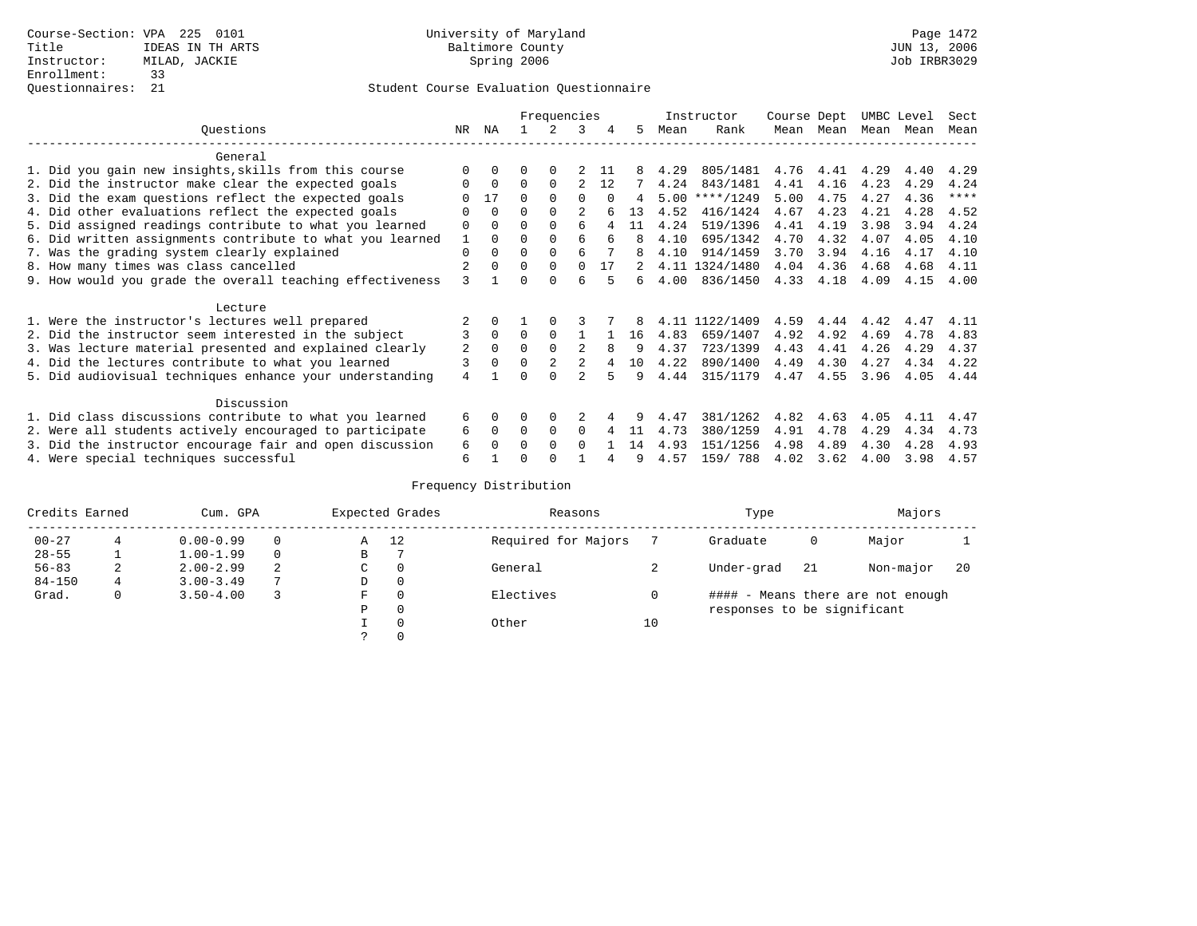Course-Section: VPA 225 0101
Title: IDEAS IN TH ARTS
Instructor: MILAD, JACKIE
Enrollment: 33
Questionnaires: 21

University of Maryland
Baltimore County
Spring 2006

JUN 13, 2006
Job IRBR3029

## Student Course Evaluation Questionnaire

| Questions | NR | NA | 1 | 2 | 3 | 4 | 5 | Instructor Mean | Rank | Course Mean | Dept Mean | UMBC Mean | Level Mean | Sect Mean |
|---|---|---|---|---|---|---|---|---|---|---|---|---|---|---|
| **General** | | | | | | | | | | | | | | |
| 1. Did you gain new insights,skills from this course | 0 | 0 | 0 | 0 | 2 | 11 | 8 | 4.29 | 805/1481 | 4.76 | 4.41 | 4.29 | 4.40 | 4.29 |
| 2. Did the instructor make clear the expected goals | 0 | 0 | 0 | 0 | 2 | 12 | 7 | 4.24 | 843/1481 | 4.41 | 4.16 | 4.23 | 4.29 | 4.24 |
| 3. Did the exam questions reflect the expected goals | 0 | 17 | 0 | 0 | 0 | 0 | 4 | 5.00 | ****/1249 | 5.00 | 4.75 | 4.27 | 4.36 | **** |
| 4. Did other evaluations reflect the expected goals | 0 | 0 | 0 | 0 | 2 | 6 | 13 | 4.52 | 416/1424 | 4.67 | 4.23 | 4.21 | 4.28 | 4.52 |
| 5. Did assigned readings contribute to what you learned | 0 | 0 | 0 | 0 | 6 | 4 | 11 | 4.24 | 519/1396 | 4.41 | 4.19 | 3.98 | 3.94 | 4.24 |
| 6. Did written assignments contribute to what you learned | 1 | 0 | 0 | 0 | 6 | 6 | 8 | 4.10 | 695/1342 | 4.70 | 4.32 | 4.07 | 4.05 | 4.10 |
| 7. Was the grading system clearly explained | 0 | 0 | 0 | 0 | 6 | 7 | 8 | 4.10 | 914/1459 | 3.70 | 3.94 | 4.16 | 4.17 | 4.10 |
| 8. How many times was class cancelled | 2 | 0 | 0 | 0 | 0 | 17 | 2 | 4.11 | 1324/1480 | 4.04 | 4.36 | 4.68 | 4.68 | 4.11 |
| 9. How would you grade the overall teaching effectiveness | 3 | 1 | 0 | 0 | 6 | 5 | 6 | 4.00 | 836/1450 | 4.33 | 4.18 | 4.09 | 4.15 | 4.00 |
| **Lecture** | | | | | | | | | | | | | | |
| 1. Were the instructor's lectures well prepared | 2 | 0 | 1 | 0 | 3 | 7 | 8 | 4.11 | 1122/1409 | 4.59 | 4.44 | 4.42 | 4.47 | 4.11 |
| 2. Did the instructor seem interested in the subject | 3 | 0 | 0 | 0 | 1 | 1 | 16 | 4.83 | 659/1407 | 4.92 | 4.92 | 4.69 | 4.78 | 4.83 |
| 3. Was lecture material presented and explained clearly | 2 | 0 | 0 | 0 | 2 | 8 | 9 | 4.37 | 723/1399 | 4.43 | 4.41 | 4.26 | 4.29 | 4.37 |
| 4. Did the lectures contribute to what you learned | 3 | 0 | 0 | 2 | 2 | 4 | 10 | 4.22 | 890/1400 | 4.49 | 4.30 | 4.27 | 4.34 | 4.22 |
| 5. Did audiovisual techniques enhance your understanding | 4 | 1 | 0 | 0 | 2 | 5 | 9 | 4.44 | 315/1179 | 4.47 | 4.55 | 3.96 | 4.05 | 4.44 |
| **Discussion** | | | | | | | | | | | | | | |
| 1. Did class discussions contribute to what you learned | 6 | 0 | 0 | 0 | 2 | 4 | 9 | 4.47 | 381/1262 | 4.82 | 4.63 | 4.05 | 4.11 | 4.47 |
| 2. Were all students actively encouraged to participate | 6 | 0 | 0 | 0 | 0 | 4 | 11 | 4.73 | 380/1259 | 4.91 | 4.78 | 4.29 | 4.34 | 4.73 |
| 3. Did the instructor encourage fair and open discussion | 6 | 0 | 0 | 0 | 0 | 1 | 14 | 4.93 | 151/1256 | 4.98 | 4.89 | 4.30 | 4.28 | 4.93 |
| 4. Were special techniques successful | 6 | 1 | 0 | 0 | 1 | 4 | 9 | 4.57 | 159/ 788 | 4.02 | 3.62 | 4.00 | 3.98 | 4.57 |

## Frequency Distribution

| Credits Earned | | Cum. GPA | | Expected Grades | | Reasons | | Type | | Majors | |
|---|---|---|---|---|---|---|---|---|---|---|---|
| 00-27 | 4 | 0.00-0.99 | 0 | A | 12 | Required for Majors | 7 | Graduate | 0 | Major | 1 |
| 28-55 | 1 | 1.00-1.99 | 0 | B | 7 | | | | | | |
| 56-83 | 2 | 2.00-2.99 | 2 | C | 0 | General | 2 | Under-grad | 21 | Non-major | 20 |
| 84-150 | 4 | 3.00-3.49 | 7 | D | 0 | | | | | | |
| Grad. | 0 | 3.50-4.00 | 3 | F | 0 | Electives | 0 | | | | |
| | | | | P | 0 | | | | | | |
| | | | | I | 0 | Other | 10 | | | | |
| | | | | ? | 0 | | | | | | |

#### - Means there are not enough responses to be significant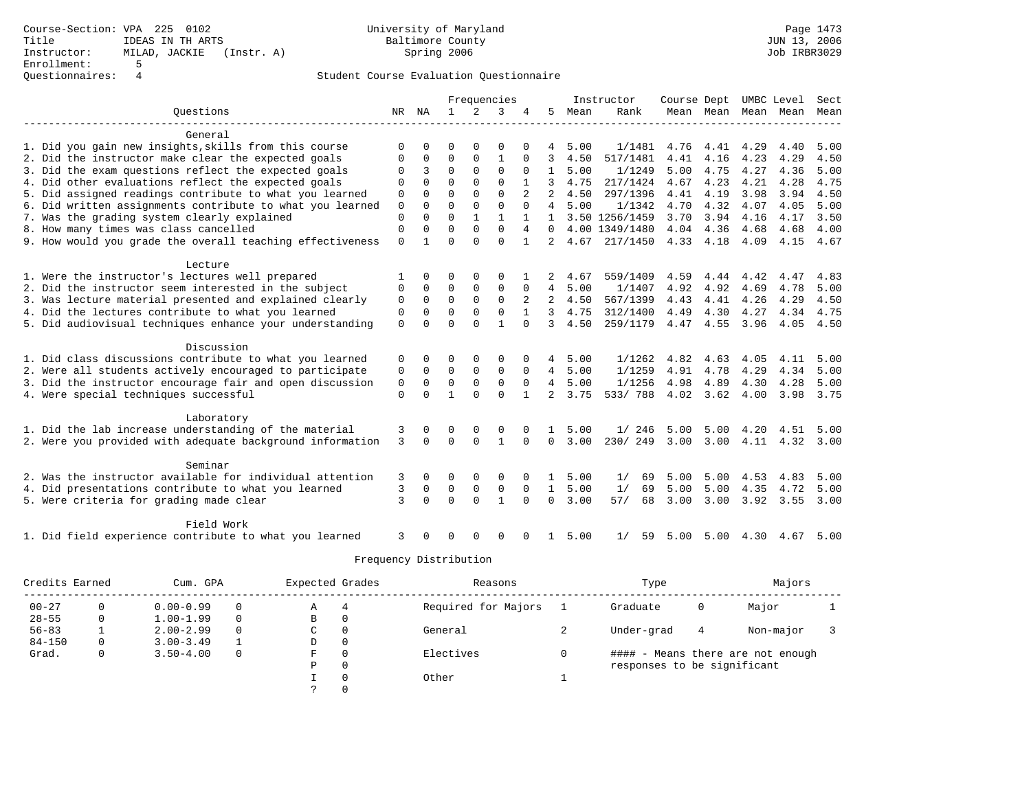Course-Section: VPA 225 0102
Title: IDEAS IN TH ARTS
Instructor: MILAD, JACKIE (Instr. A)
Enrollment: 5
Questionnaires: 4

University of Maryland
Baltimore County
Spring 2006

JUN 13, 2006
Job IRBR3029

## Student Course Evaluation Questionnaire

| Questions | NR | NA | 1 | 2 | 3 | 4 | 5 | Instructor Mean | Rank | Course Mean | Dept Mean | UMBC Level Mean | Level Mean | Sect Mean |
|---|---|---|---|---|---|---|---|---|---|---|---|---|---|---|
| **General** | | | | | | | | | | | | | | |
| 1. Did you gain new insights,skills from this course | 0 | 0 | 0 | 0 | 0 | 0 | 4 | 5.00 | 1/1481 | 4.76 | 4.41 | 4.29 | 4.40 | 5.00 |
| 2. Did the instructor make clear the expected goals | 0 | 0 | 0 | 0 | 1 | 0 | 3 | 4.50 | 517/1481 | 4.41 | 4.16 | 4.23 | 4.29 | 4.50 |
| 3. Did the exam questions reflect the expected goals | 0 | 3 | 0 | 0 | 0 | 0 | 1 | 5.00 | 1/1249 | 5.00 | 4.75 | 4.27 | 4.36 | 5.00 |
| 4. Did other evaluations reflect the expected goals | 0 | 0 | 0 | 0 | 0 | 1 | 3 | 4.75 | 217/1424 | 4.67 | 4.23 | 4.21 | 4.28 | 4.75 |
| 5. Did assigned readings contribute to what you learned | 0 | 0 | 0 | 0 | 0 | 2 | 2 | 4.50 | 297/1396 | 4.41 | 4.19 | 3.98 | 3.94 | 4.50 |
| 6. Did written assignments contribute to what you learned | 0 | 0 | 0 | 0 | 0 | 0 | 4 | 5.00 | 1/1342 | 4.70 | 4.32 | 4.07 | 4.05 | 5.00 |
| 7. Was the grading system clearly explained | 0 | 0 | 0 | 1 | 1 | 1 | 1 | 3.50 | 1256/1459 | 3.70 | 3.94 | 4.16 | 4.17 | 3.50 |
| 8. How many times was class cancelled | 0 | 0 | 0 | 0 | 0 | 4 | 0 | 4.00 | 1349/1480 | 4.04 | 4.36 | 4.68 | 4.68 | 4.00 |
| 9. How would you grade the overall teaching effectiveness | 0 | 1 | 0 | 0 | 0 | 1 | 2 | 4.67 | 217/1450 | 4.33 | 4.18 | 4.09 | 4.15 | 4.67 |
| **Lecture** | | | | | | | | | | | | | | |
| 1. Were the instructor's lectures well prepared | 1 | 0 | 0 | 0 | 0 | 1 | 2 | 4.67 | 559/1409 | 4.59 | 4.44 | 4.42 | 4.47 | 4.83 |
| 2. Did the instructor seem interested in the subject | 0 | 0 | 0 | 0 | 0 | 0 | 4 | 5.00 | 1/1407 | 4.92 | 4.92 | 4.69 | 4.78 | 5.00 |
| 3. Was lecture material presented and explained clearly | 0 | 0 | 0 | 0 | 0 | 2 | 2 | 4.50 | 567/1399 | 4.43 | 4.41 | 4.26 | 4.29 | 4.50 |
| 4. Did the lectures contribute to what you learned | 0 | 0 | 0 | 0 | 0 | 1 | 3 | 4.75 | 312/1400 | 4.49 | 4.30 | 4.27 | 4.34 | 4.75 |
| 5. Did audiovisual techniques enhance your understanding | 0 | 0 | 0 | 0 | 1 | 0 | 3 | 4.50 | 259/1179 | 4.47 | 4.55 | 3.96 | 4.05 | 4.50 |
| **Discussion** | | | | | | | | | | | | | | |
| 1. Did class discussions contribute to what you learned | 0 | 0 | 0 | 0 | 0 | 0 | 4 | 5.00 | 1/1262 | 4.82 | 4.63 | 4.05 | 4.11 | 5.00 |
| 2. Were all students actively encouraged to participate | 0 | 0 | 0 | 0 | 0 | 0 | 4 | 5.00 | 1/1259 | 4.91 | 4.78 | 4.29 | 4.34 | 5.00 |
| 3. Did the instructor encourage fair and open discussion | 0 | 0 | 0 | 0 | 0 | 0 | 4 | 5.00 | 1/1256 | 4.98 | 4.89 | 4.30 | 4.28 | 5.00 |
| 4. Were special techniques successful | 0 | 0 | 1 | 0 | 0 | 1 | 2 | 3.75 | 533/ 788 | 4.02 | 3.62 | 4.00 | 3.98 | 3.75 |
| **Laboratory** | | | | | | | | | | | | | | |
| 1. Did the lab increase understanding of the material | 3 | 0 | 0 | 0 | 0 | 0 | 1 | 5.00 | 1/ 246 | 5.00 | 5.00 | 4.20 | 4.51 | 5.00 |
| 2. Were you provided with adequate background information | 3 | 0 | 0 | 0 | 1 | 0 | 0 | 3.00 | 230/ 249 | 3.00 | 3.00 | 4.11 | 4.32 | 3.00 |
| **Seminar** | | | | | | | | | | | | | | |
| 2. Was the instructor available for individual attention | 3 | 0 | 0 | 0 | 0 | 0 | 1 | 5.00 | 1/ 69 | 5.00 | 5.00 | 4.53 | 4.83 | 5.00 |
| 4. Did presentations contribute to what you learned | 3 | 0 | 0 | 0 | 0 | 0 | 1 | 5.00 | 1/ 69 | 5.00 | 5.00 | 4.35 | 4.72 | 5.00 |
| 5. Were criteria for grading made clear | 3 | 0 | 0 | 0 | 1 | 0 | 0 | 3.00 | 57/ 68 | 3.00 | 3.00 | 3.92 | 3.55 | 3.00 |
| **Field Work** | | | | | | | | | | | | | | |
| 1. Did field experience contribute to what you learned | 3 | 0 | 0 | 0 | 0 | 0 | 1 | 5.00 | 1/ 59 | 5.00 | 5.00 | 4.30 | 4.67 | 5.00 |

## Frequency Distribution

| Credits Earned | | Cum. GPA | | Expected Grades | | Reasons | | Type | | Majors | |
|---|---|---|---|---|---|---|---|---|---|---|---|
| 00-27 | 0 | 0.00-0.99 | 0 | A | 4 | Required for Majors | 1 | Graduate | 0 | Major | 1 |
| 28-55 | 0 | 1.00-1.99 | 0 | B | 0 | | | | | | |
| 56-83 | 1 | 2.00-2.99 | 0 | C | 0 | General | 2 | Under-grad | 4 | Non-major | 3 |
| 84-150 | 0 | 3.00-3.49 | 1 | D | 0 | | | | | | |
| Grad. | 0 | 3.50-4.00 | 0 | F | 0 | Electives | 0 | #### - Means there are not enough responses to be significant | | | |
| | | | | P | 0 | | | | | | |
| | | | | I | 0 | Other | 1 | | | | |
| | | | | ? | 0 | | | | | | |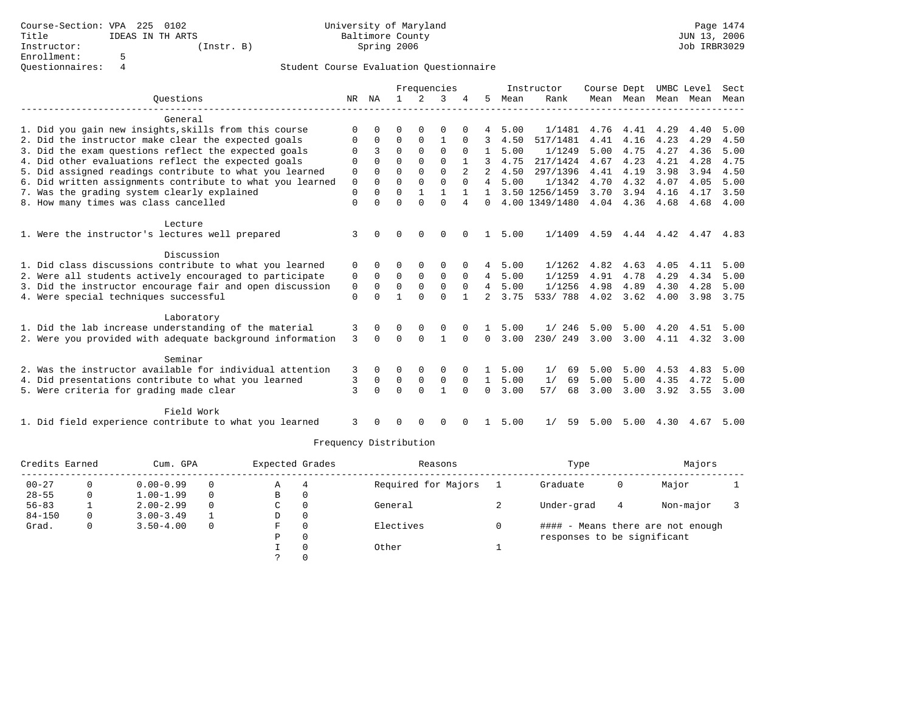Course-Section: VPA 225 0102
Title: IDEAS IN TH ARTS
Instructor: (Instr. B)
Enrollment: 5
Questionnaires: 4

University of Maryland
Baltimore County
Spring 2006

JUN 13, 2006
Job IRBR3029

## Student Course Evaluation Questionnaire

| Questions | NR | NA | 1 | 2 | 3 | 4 | 5 | Instructor Mean | Instructor Rank | Course Mean | Dept Mean | UMBC Level Mean | Level Mean | Sect Mean |
|---|---|---|---|---|---|---|---|---|---|---|---|---|---|---|
| **General** | | | | | | | | | | | | | | |
| 1. Did you gain new insights,skills from this course | 0 | 0 | 0 | 0 | 0 | 0 | 4 | 5.00 | 1/1481 | 4.76 | 4.41 | 4.29 | 4.40 | 5.00 |
| 2. Did the instructor make clear the expected goals | 0 | 0 | 0 | 0 | 1 | 0 | 3 | 4.50 | 517/1481 | 4.41 | 4.16 | 4.23 | 4.29 | 4.50 |
| 3. Did the exam questions reflect the expected goals | 0 | 3 | 0 | 0 | 0 | 0 | 1 | 5.00 | 1/1249 | 5.00 | 4.75 | 4.27 | 4.36 | 5.00 |
| 4. Did other evaluations reflect the expected goals | 0 | 0 | 0 | 0 | 0 | 1 | 3 | 4.75 | 217/1424 | 4.67 | 4.23 | 4.21 | 4.28 | 4.75 |
| 5. Did assigned readings contribute to what you learned | 0 | 0 | 0 | 0 | 0 | 2 | 2 | 4.50 | 297/1396 | 4.41 | 4.19 | 3.98 | 3.94 | 4.50 |
| 6. Did written assignments contribute to what you learned | 0 | 0 | 0 | 0 | 0 | 0 | 4 | 5.00 | 1/1342 | 4.70 | 4.32 | 4.07 | 4.05 | 5.00 |
| 7. Was the grading system clearly explained | 0 | 0 | 0 | 1 | 1 | 1 | 1 | 3.50 | 1256/1459 | 3.70 | 3.94 | 4.16 | 4.17 | 3.50 |
| 8. How many times was class cancelled | 0 | 0 | 0 | 0 | 0 | 4 | 0 | 4.00 | 1349/1480 | 4.04 | 4.36 | 4.68 | 4.68 | 4.00 |
| **Lecture** | | | | | | | | | | | | | | |
| 1. Were the instructor's lectures well prepared | 3 | 0 | 0 | 0 | 0 | 0 | 1 | 5.00 | 1/1409 | 4.59 | 4.44 | 4.42 | 4.47 | 4.83 |
| **Discussion** | | | | | | | | | | | | | | |
| 1. Did class discussions contribute to what you learned | 0 | 0 | 0 | 0 | 0 | 0 | 4 | 5.00 | 1/1262 | 4.82 | 4.63 | 4.05 | 4.11 | 5.00 |
| 2. Were all students actively encouraged to participate | 0 | 0 | 0 | 0 | 0 | 0 | 4 | 5.00 | 1/1259 | 4.91 | 4.78 | 4.29 | 4.34 | 5.00 |
| 3. Did the instructor encourage fair and open discussion | 0 | 0 | 0 | 0 | 0 | 0 | 4 | 5.00 | 1/1256 | 4.98 | 4.89 | 4.30 | 4.28 | 5.00 |
| 4. Were special techniques successful | 0 | 0 | 1 | 0 | 0 | 1 | 2 | 3.75 | 533/ 788 | 4.02 | 3.62 | 4.00 | 3.98 | 3.75 |
| **Laboratory** | | | | | | | | | | | | | | |
| 1. Did the lab increase understanding of the material | 3 | 0 | 0 | 0 | 0 | 0 | 1 | 5.00 | 1/ 246 | 5.00 | 5.00 | 4.20 | 4.51 | 5.00 |
| 2. Were you provided with adequate background information | 3 | 0 | 0 | 0 | 1 | 0 | 0 | 3.00 | 230/ 249 | 3.00 | 3.00 | 4.11 | 4.32 | 3.00 |
| **Seminar** | | | | | | | | | | | | | | |
| 2. Was the instructor available for individual attention | 3 | 0 | 0 | 0 | 0 | 0 | 1 | 5.00 | 1/ 69 | 5.00 | 5.00 | 4.53 | 4.83 | 5.00 |
| 4. Did presentations contribute to what you learned | 3 | 0 | 0 | 0 | 0 | 0 | 1 | 5.00 | 1/ 69 | 5.00 | 5.00 | 4.35 | 4.72 | 5.00 |
| 5. Were criteria for grading made clear | 3 | 0 | 0 | 0 | 1 | 0 | 0 | 3.00 | 57/ 68 | 3.00 | 3.00 | 3.92 | 3.55 | 3.00 |
| **Field Work** | | | | | | | | | | | | | | |
| 1. Did field experience contribute to what you learned | 3 | 0 | 0 | 0 | 0 | 0 | 1 | 5.00 | 1/ 59 | 5.00 | 5.00 | 4.30 | 4.67 | 5.00 |

## Frequency Distribution

| Credits Earned | | Cum. GPA | | Expected Grades | | Reasons | | Type | | Majors | |
|---|---|---|---|---|---|---|---|---|---|---|---|
| 00-27 | 0 | 0.00-0.99 | 0 | A | 4 | Required for Majors | 1 | Graduate | 0 | Major | 1 |
| 28-55 | 0 | 1.00-1.99 | 0 | B | 0 | | | | | | |
| 56-83 | 1 | 2.00-2.99 | 0 | C | 0 | General | 2 | Under-grad | 4 | Non-major | 3 |
| 84-150 | 0 | 3.00-3.49 | 1 | D | 0 | | | | | | |
| Grad. | 0 | 3.50-4.00 | 0 | F | 0 | Electives | 0 | #### - Means there are not enough responses to be significant | | | |
| | | | | P | 0 | | | | | | |
| | | | | I | 0 | Other | 1 | | | | |
| | | | | ? | 0 | | | | | | |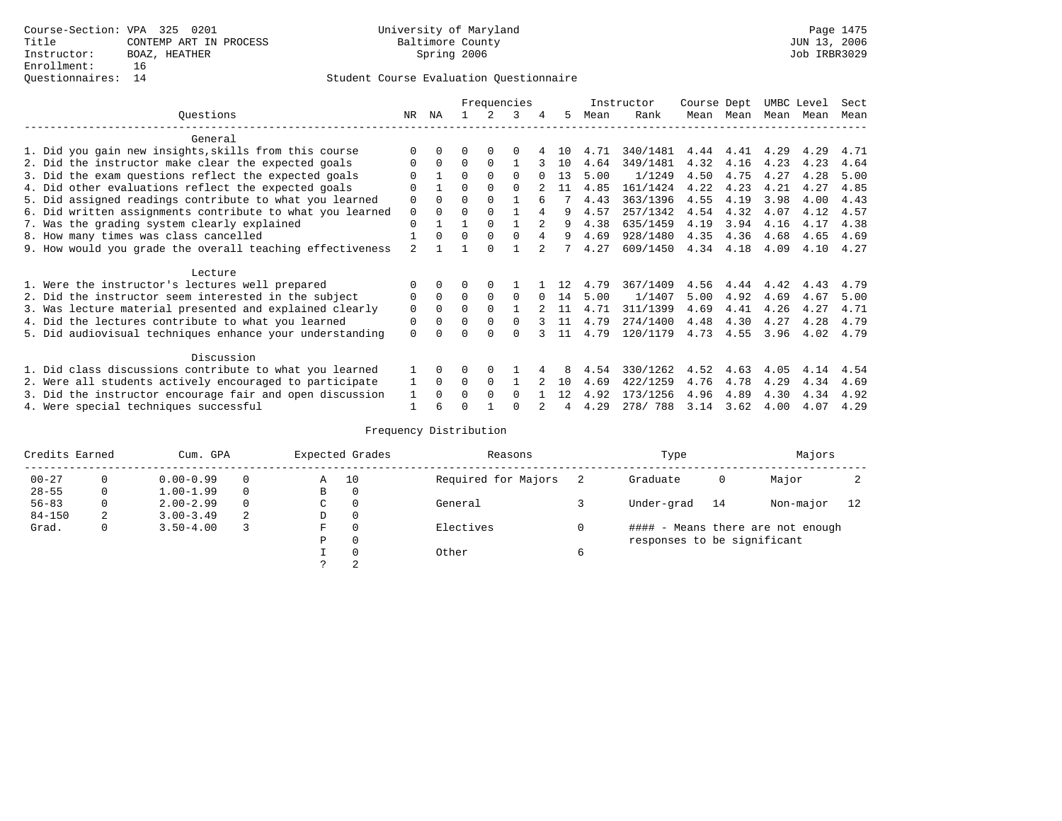Course-Section: VPA 325 0201
Title: CONTEMP ART IN PROCESS
Instructor: BOAZ, HEATHER
Enrollment: 16
Questionnaires: 14

University of Maryland
Baltimore County
Spring 2006

JUN 13, 2006
Job IRBR3029

## Student Course Evaluation Questionnaire

| Questions | NR | NA | 1 | 2 | 3 | 4 | 5 | Instructor Mean | Rank | Course Mean | Dept Mean | UMBC Mean | Level Mean | Sect Mean |
|---|---|---|---|---|---|---|---|---|---|---|---|---|---|---|
| **General** | | | | | | | | | | | | | | |
| 1. Did you gain new insights,skills from this course | 0 | 0 | 0 | 0 | 0 | 4 | 10 | 4.71 | 340/1481 | 4.44 | 4.41 | 4.29 | 4.29 | 4.71 |
| 2. Did the instructor make clear the expected goals | 0 | 0 | 0 | 0 | 1 | 3 | 10 | 4.64 | 349/1481 | 4.32 | 4.16 | 4.23 | 4.23 | 4.64 |
| 3. Did the exam questions reflect the expected goals | 0 | 1 | 0 | 0 | 0 | 0 | 13 | 5.00 | 1/1249 | 4.50 | 4.75 | 4.27 | 4.28 | 5.00 |
| 4. Did other evaluations reflect the expected goals | 0 | 1 | 0 | 0 | 0 | 2 | 11 | 4.85 | 161/1424 | 4.22 | 4.23 | 4.21 | 4.27 | 4.85 |
| 5. Did assigned readings contribute to what you learned | 0 | 0 | 0 | 0 | 1 | 6 | 7 | 4.43 | 363/1396 | 4.55 | 4.19 | 3.98 | 4.00 | 4.43 |
| 6. Did written assignments contribute to what you learned | 0 | 0 | 0 | 0 | 1 | 4 | 9 | 4.57 | 257/1342 | 4.54 | 4.32 | 4.07 | 4.12 | 4.57 |
| 7. Was the grading system clearly explained | 0 | 1 | 1 | 0 | 1 | 2 | 9 | 4.38 | 635/1459 | 4.19 | 3.94 | 4.16 | 4.17 | 4.38 |
| 8. How many times was class cancelled | 1 | 0 | 0 | 0 | 0 | 4 | 9 | 4.69 | 928/1480 | 4.35 | 4.36 | 4.68 | 4.65 | 4.69 |
| 9. How would you grade the overall teaching effectiveness | 2 | 1 | 1 | 0 | 1 | 2 | 7 | 4.27 | 609/1450 | 4.34 | 4.18 | 4.09 | 4.10 | 4.27 |
| **Lecture** | | | | | | | | | | | | | | |
| 1. Were the instructor's lectures well prepared | 0 | 0 | 0 | 0 | 1 | 1 | 12 | 4.79 | 367/1409 | 4.56 | 4.44 | 4.42 | 4.43 | 4.79 |
| 2. Did the instructor seem interested in the subject | 0 | 0 | 0 | 0 | 0 | 0 | 14 | 5.00 | 1/1407 | 5.00 | 4.92 | 4.69 | 4.67 | 5.00 |
| 3. Was lecture material presented and explained clearly | 0 | 0 | 0 | 0 | 1 | 2 | 11 | 4.71 | 311/1399 | 4.69 | 4.41 | 4.26 | 4.27 | 4.71 |
| 4. Did the lectures contribute to what you learned | 0 | 0 | 0 | 0 | 0 | 3 | 11 | 4.79 | 274/1400 | 4.48 | 4.30 | 4.27 | 4.28 | 4.79 |
| 5. Did audiovisual techniques enhance your understanding | 0 | 0 | 0 | 0 | 0 | 3 | 11 | 4.79 | 120/1179 | 4.73 | 4.55 | 3.96 | 4.02 | 4.79 |
| **Discussion** | | | | | | | | | | | | | | |
| 1. Did class discussions contribute to what you learned | 1 | 0 | 0 | 0 | 1 | 4 | 8 | 4.54 | 330/1262 | 4.52 | 4.63 | 4.05 | 4.14 | 4.54 |
| 2. Were all students actively encouraged to participate | 1 | 0 | 0 | 0 | 1 | 2 | 10 | 4.69 | 422/1259 | 4.76 | 4.78 | 4.29 | 4.34 | 4.69 |
| 3. Did the instructor encourage fair and open discussion | 1 | 0 | 0 | 0 | 0 | 1 | 12 | 4.92 | 173/1256 | 4.96 | 4.89 | 4.30 | 4.34 | 4.92 |
| 4. Were special techniques successful | 1 | 6 | 0 | 1 | 0 | 2 | 4 | 4.29 | 278/ 788 | 3.14 | 3.62 | 4.00 | 4.07 | 4.29 |

## Frequency Distribution

| Credits Earned | | Cum. GPA | | Expected Grades | | Reasons | | Type | | Majors | |
|---|---|---|---|---|---|---|---|---|---|---|---|
| 00-27 | 0 | 0.00-0.99 | 0 | A | 10 | Required for Majors | 2 | Graduate | 0 | Major | 2 |
| 28-55 | 0 | 1.00-1.99 | 0 | B | 0 | | | | | | |
| 56-83 | 0 | 2.00-2.99 | 0 | C | 0 | General | 3 | Under-grad | 14 | Non-major | 12 |
| 84-150 | 2 | 3.00-3.49 | 2 | D | 0 | | | | | | |
| Grad. | 0 | 3.50-4.00 | 3 | F | 0 | Electives | 0 | #### - Means there are not enough responses to be significant | | | |
| | | | | P | 0 | | | | | | |
| | | | | I | 0 | Other | 6 | | | | |
| | | | | ? | 2 | | | | | | |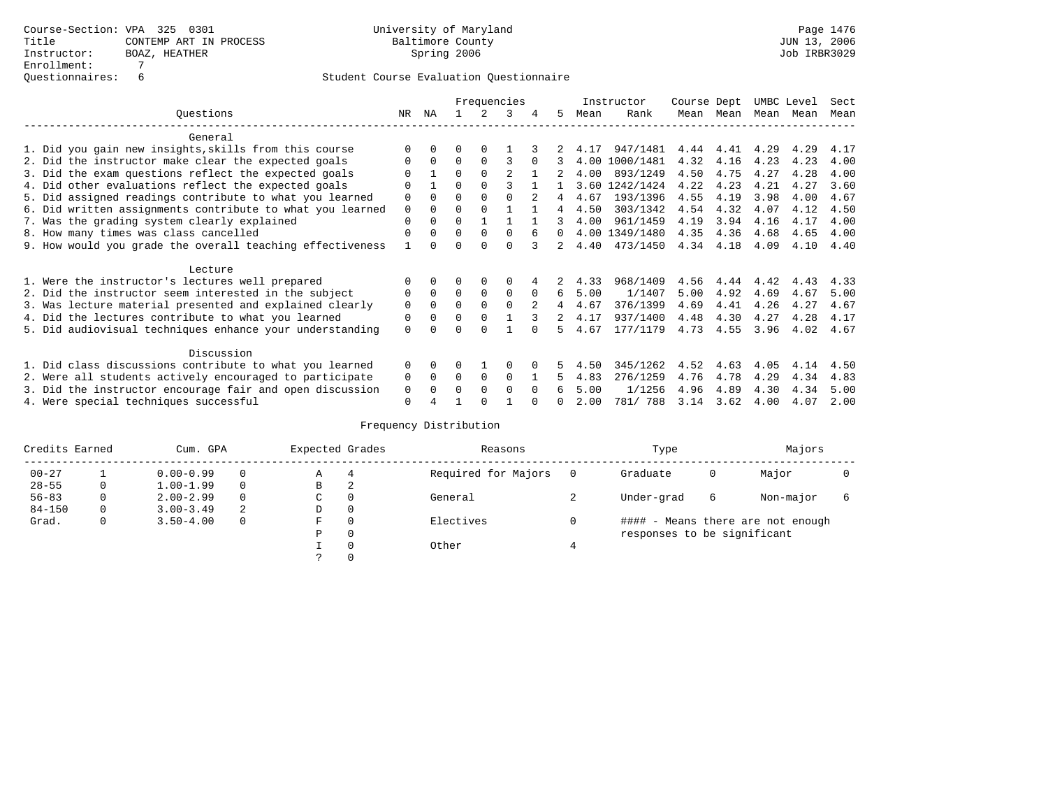Course-Section: VPA 325 0301
Title: CONTEMP ART IN PROCESS
Instructor: BOAZ, HEATHER
Enrollment: 7
Questionnaires: 6

University of Maryland
Baltimore County
Spring 2006

Page 1476
JUN 13, 2006
Job IRBR3029

## Student Course Evaluation Questionnaire

| Questions | NR | NA | 1 | 2 | 3 | 4 | 5 | Instructor Mean | Instructor Rank | Course Mean | Dept Mean | UMBC Mean | Level Mean | Sect Mean |
|---|---|---|---|---|---|---|---|---|---|---|---|---|---|---|
| **General** | | | | | | | | | | | | | | |
| 1. Did you gain new insights,skills from this course | 0 | 0 | 0 | 0 | 1 | 3 | 2 | 4.17 | 947/1481 | 4.44 | 4.41 | 4.29 | 4.29 | 4.17 |
| 2. Did the instructor make clear the expected goals | 0 | 0 | 0 | 0 | 3 | 0 | 3 | 4.00 | 1000/1481 | 4.32 | 4.16 | 4.23 | 4.23 | 4.00 |
| 3. Did the exam questions reflect the expected goals | 0 | 1 | 0 | 0 | 2 | 1 | 2 | 4.00 | 893/1249 | 4.50 | 4.75 | 4.27 | 4.28 | 4.00 |
| 4. Did other evaluations reflect the expected goals | 0 | 1 | 0 | 0 | 3 | 1 | 1 | 3.60 | 1242/1424 | 4.22 | 4.23 | 4.21 | 4.27 | 3.60 |
| 5. Did assigned readings contribute to what you learned | 0 | 0 | 0 | 0 | 0 | 2 | 4 | 4.67 | 193/1396 | 4.55 | 4.19 | 3.98 | 4.00 | 4.67 |
| 6. Did written assignments contribute to what you learned | 0 | 0 | 0 | 0 | 1 | 1 | 4 | 4.50 | 303/1342 | 4.54 | 4.32 | 4.07 | 4.12 | 4.50 |
| 7. Was the grading system clearly explained | 0 | 0 | 0 | 1 | 1 | 1 | 3 | 4.00 | 961/1459 | 4.19 | 3.94 | 4.16 | 4.17 | 4.00 |
| 8. How many times was class cancelled | 0 | 0 | 0 | 0 | 0 | 6 | 0 | 4.00 | 1349/1480 | 4.35 | 4.36 | 4.68 | 4.65 | 4.00 |
| 9. How would you grade the overall teaching effectiveness | 1 | 0 | 0 | 0 | 0 | 3 | 2 | 4.40 | 473/1450 | 4.34 | 4.18 | 4.09 | 4.10 | 4.40 |
| **Lecture** | | | | | | | | | | | | | | |
| 1. Were the instructor's lectures well prepared | 0 | 0 | 0 | 0 | 0 | 4 | 2 | 4.33 | 968/1409 | 4.56 | 4.44 | 4.42 | 4.43 | 4.33 |
| 2. Did the instructor seem interested in the subject | 0 | 0 | 0 | 0 | 0 | 0 | 6 | 5.00 | 1/1407 | 5.00 | 4.92 | 4.69 | 4.67 | 5.00 |
| 3. Was lecture material presented and explained clearly | 0 | 0 | 0 | 0 | 0 | 2 | 4 | 4.67 | 376/1399 | 4.69 | 4.41 | 4.26 | 4.27 | 4.67 |
| 4. Did the lectures contribute to what you learned | 0 | 0 | 0 | 0 | 1 | 3 | 2 | 4.17 | 937/1400 | 4.48 | 4.30 | 4.27 | 4.28 | 4.17 |
| 5. Did audiovisual techniques enhance your understanding | 0 | 0 | 0 | 0 | 1 | 0 | 5 | 4.67 | 177/1179 | 4.73 | 4.55 | 3.96 | 4.02 | 4.67 |
| **Discussion** | | | | | | | | | | | | | | |
| 1. Did class discussions contribute to what you learned | 0 | 0 | 0 | 1 | 0 | 0 | 5 | 4.50 | 345/1262 | 4.52 | 4.63 | 4.05 | 4.14 | 4.50 |
| 2. Were all students actively encouraged to participate | 0 | 0 | 0 | 0 | 0 | 1 | 5 | 4.83 | 276/1259 | 4.76 | 4.78 | 4.29 | 4.34 | 4.83 |
| 3. Did the instructor encourage fair and open discussion | 0 | 0 | 0 | 0 | 0 | 0 | 6 | 5.00 | 1/1256 | 4.96 | 4.89 | 4.30 | 4.34 | 5.00 |
| 4. Were special techniques successful | 0 | 4 | 1 | 0 | 1 | 0 | 0 | 2.00 | 781/ 788 | 3.14 | 3.62 | 4.00 | 4.07 | 2.00 |

### Frequency Distribution

| Credits Earned | | Cum. GPA | | Expected Grades | | Reasons | | Type | | Majors | |
|---|---|---|---|---|---|---|---|---|---|---|---|
| 00-27 | 1 | 0.00-0.99 | 0 | A | 4 | Required for Majors | 0 | Graduate | 0 | Major | 0 |
| 28-55 | 0 | 1.00-1.99 | 0 | B | 2 | | | | | | |
| 56-83 | 0 | 2.00-2.99 | 0 | C | 0 | General | 2 | Under-grad | 6 | Non-major | 6 |
| 84-150 | 0 | 3.00-3.49 | 2 | D | 0 | | | | | | |
| Grad. | 0 | 3.50-4.00 | 0 | F | 0 | Electives | 0 | #### - Means there are not enough responses to be significant | | | |
| | | | | P | 0 | | | | | | |
| | | | | I | 0 | Other | 4 | | | | |
| | | | | ? | 0 | | | | | | |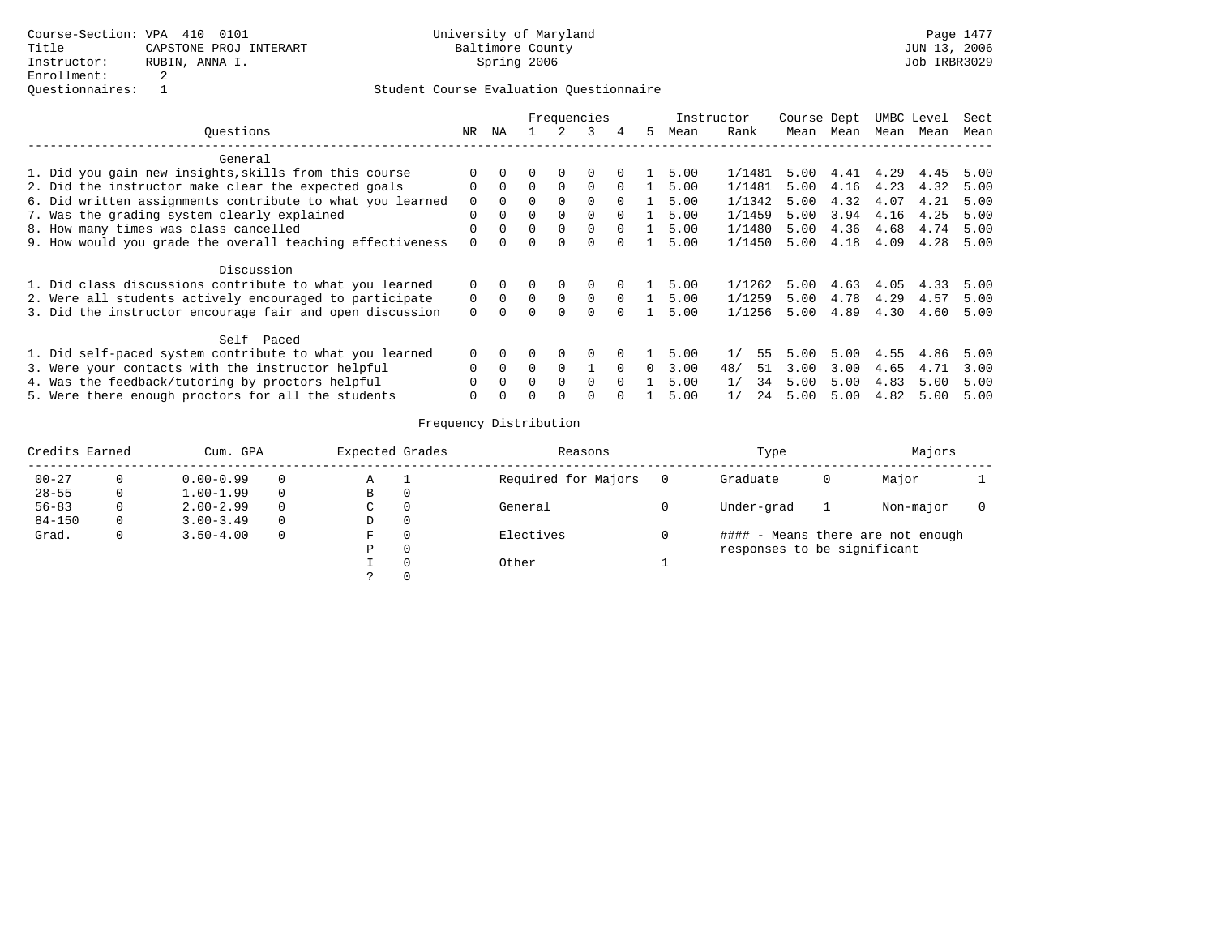Course-Section: VPA 410 0101
Title: CAPSTONE PROJ INTERART
Instructor: RUBIN, ANNA I.
Enrollment: 2
Questionnaires: 1

University of Maryland
Baltimore County
Spring 2006

Page 1477
JUN 13, 2006
Job IRBR3029

Student Course Evaluation Questionnaire

| Questions | NR | NA | 1 | 2 | 3 | 4 | 5 | Instructor Mean | Rank | Course Mean | Dept Mean | UMBC Mean | Level Mean | Sect Mean |
|---|---|---|---|---|---|---|---|---|---|---|---|---|---|---|
| **General** | | | | | | | | | | | | | | |
| 1. Did you gain new insights,skills from this course | 0 | 0 | 0 | 0 | 0 | 0 | 1 | 5.00 | 1/1481 | 5.00 | 4.41 | 4.29 | 4.45 | 5.00 |
| 2. Did the instructor make clear the expected goals | 0 | 0 | 0 | 0 | 0 | 0 | 1 | 5.00 | 1/1481 | 5.00 | 4.16 | 4.23 | 4.32 | 5.00 |
| 6. Did written assignments contribute to what you learned | 0 | 0 | 0 | 0 | 0 | 0 | 1 | 5.00 | 1/1342 | 5.00 | 4.32 | 4.07 | 4.21 | 5.00 |
| 7. Was the grading system clearly explained | 0 | 0 | 0 | 0 | 0 | 0 | 1 | 5.00 | 1/1459 | 5.00 | 3.94 | 4.16 | 4.25 | 5.00 |
| 8. How many times was class cancelled | 0 | 0 | 0 | 0 | 0 | 0 | 1 | 5.00 | 1/1480 | 5.00 | 4.36 | 4.68 | 4.74 | 5.00 |
| 9. How would you grade the overall teaching effectiveness | 0 | 0 | 0 | 0 | 0 | 0 | 1 | 5.00 | 1/1450 | 5.00 | 4.18 | 4.09 | 4.28 | 5.00 |
| **Discussion** | | | | | | | | | | | | | | |
| 1. Did class discussions contribute to what you learned | 0 | 0 | 0 | 0 | 0 | 0 | 1 | 5.00 | 1/1262 | 5.00 | 4.63 | 4.05 | 4.33 | 5.00 |
| 2. Were all students actively encouraged to participate | 0 | 0 | 0 | 0 | 0 | 0 | 1 | 5.00 | 1/1259 | 5.00 | 4.78 | 4.29 | 4.57 | 5.00 |
| 3. Did the instructor encourage fair and open discussion | 0 | 0 | 0 | 0 | 0 | 0 | 1 | 5.00 | 1/1256 | 5.00 | 4.89 | 4.30 | 4.60 | 5.00 |
| **Self Paced** | | | | | | | | | | | | | | |
| 1. Did self-paced system contribute to what you learned | 0 | 0 | 0 | 0 | 0 | 0 | 1 | 5.00 | 1/ 55 | 5.00 | 5.00 | 4.55 | 4.86 | 5.00 |
| 3. Were your contacts with the instructor helpful | 0 | 0 | 0 | 0 | 1 | 0 | 0 | 3.00 | 48/ 51 | 3.00 | 3.00 | 4.65 | 4.71 | 3.00 |
| 4. Was the feedback/tutoring by proctors helpful | 0 | 0 | 0 | 0 | 0 | 0 | 1 | 5.00 | 1/ 34 | 5.00 | 5.00 | 4.83 | 5.00 | 5.00 |
| 5. Were there enough proctors for all the students | 0 | 0 | 0 | 0 | 0 | 0 | 1 | 5.00 | 1/ 24 | 5.00 | 5.00 | 4.82 | 5.00 | 5.00 |

Frequency Distribution

| Credits Earned | | Cum. GPA | | Expected Grades | | Reasons | | Type | | Majors | |
|---|---|---|---|---|---|---|---|---|---|---|---|
| 00-27 | 0 | 0.00-0.99 | 0 | A | 1 | Required for Majors | 0 | Graduate | 0 | Major | 1 |
| 28-55 | 0 | 1.00-1.99 | 0 | B | 0 | | | | | | |
| 56-83 | 0 | 2.00-2.99 | 0 | C | 0 | General | 0 | Under-grad | 1 | Non-major | 0 |
| 84-150 | 0 | 3.00-3.49 | 0 | D | 0 | | | | | | |
| Grad. | 0 | 3.50-4.00 | 0 | F | 0 | Electives | 0 | | | | |
| | | | | P | 0 | | | | | | |
| | | | | I | 0 | Other | 1 | | | | |
| | | | | ? | 0 | | | | | | |

#### - Means there are not enough responses to be significant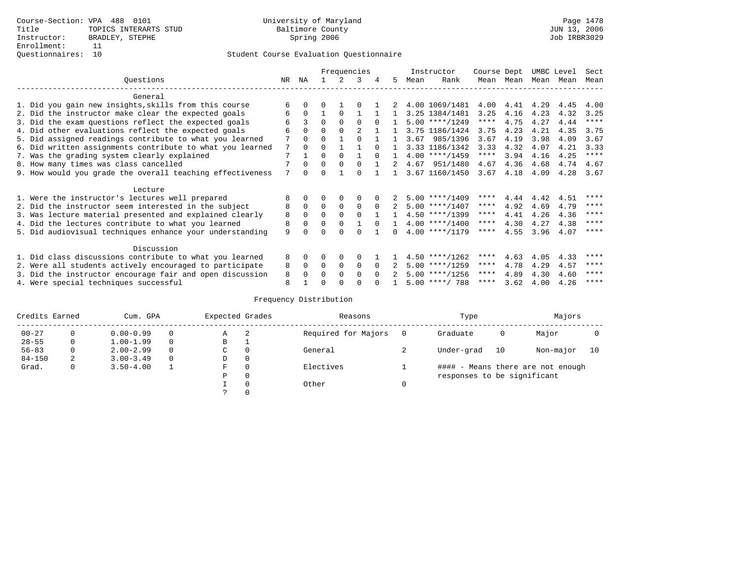Course-Section: VPA 488 0101
Title: TOPICS INTERARTS STUD
Instructor: BRADLEY, STEPHE
Enrollment: 11
Questionnaires: 10

University of Maryland
Baltimore County
Spring 2006

JUN 13, 2006
Job IRBR3029

## Student Course Evaluation Questionnaire

| Questions | NR | NA | 1 | 2 | 3 | 4 | 5 | Instructor Mean | Instructor Rank | Course Mean | Dept Mean | UMBC Mean | Level Mean | Sect Mean |
|---|---|---|---|---|---|---|---|---|---|---|---|---|---|---|
| **General** | | | | | | | | | | | | | | |
| 1. Did you gain new insights,skills from this course | 6 | 0 | 0 | 1 | 0 | 1 | 2 | 4.00 | 1069/1481 | 4.00 | 4.41 | 4.29 | 4.45 | 4.00 |
| 2. Did the instructor make clear the expected goals | 6 | 0 | 1 | 0 | 1 | 1 | 1 | 3.25 | 1384/1481 | 3.25 | 4.16 | 4.23 | 4.32 | 3.25 |
| 3. Did the exam questions reflect the expected goals | 6 | 3 | 0 | 0 | 0 | 0 | 1 | 5.00 | ****/1249 | **** | 4.75 | 4.27 | 4.44 | **** |
| 4. Did other evaluations reflect the expected goals | 6 | 0 | 0 | 0 | 2 | 1 | 1 | 3.75 | 1186/1424 | 3.75 | 4.23 | 4.21 | 4.35 | 3.75 |
| 5. Did assigned readings contribute to what you learned | 7 | 0 | 0 | 1 | 0 | 1 | 1 | 3.67 | 985/1396 | 3.67 | 4.19 | 3.98 | 4.09 | 3.67 |
| 6. Did written assignments contribute to what you learned | 7 | 0 | 0 | 1 | 1 | 0 | 1 | 3.33 | 1186/1342 | 3.33 | 4.32 | 4.07 | 4.21 | 3.33 |
| 7. Was the grading system clearly explained | 7 | 1 | 0 | 0 | 1 | 0 | 1 | 4.00 | ****/1459 | **** | 3.94 | 4.16 | 4.25 | **** |
| 8. How many times was class cancelled | 7 | 0 | 0 | 0 | 0 | 1 | 2 | 4.67 | 951/1480 | 4.67 | 4.36 | 4.68 | 4.74 | 4.67 |
| 9. How would you grade the overall teaching effectiveness | 7 | 0 | 0 | 1 | 0 | 1 | 1 | 3.67 | 1160/1450 | 3.67 | 4.18 | 4.09 | 4.28 | 3.67 |
| **Lecture** | | | | | | | | | | | | | | |
| 1. Were the instructor's lectures well prepared | 8 | 0 | 0 | 0 | 0 | 0 | 2 | 5.00 | ****/1409 | **** | 4.44 | 4.42 | 4.51 | **** |
| 2. Did the instructor seem interested in the subject | 8 | 0 | 0 | 0 | 0 | 0 | 2 | 5.00 | ****/1407 | **** | 4.92 | 4.69 | 4.79 | **** |
| 3. Was lecture material presented and explained clearly | 8 | 0 | 0 | 0 | 0 | 1 | 1 | 4.50 | ****/1399 | **** | 4.41 | 4.26 | 4.36 | **** |
| 4. Did the lectures contribute to what you learned | 8 | 0 | 0 | 0 | 1 | 0 | 1 | 4.00 | ****/1400 | **** | 4.30 | 4.27 | 4.38 | **** |
| 5. Did audiovisual techniques enhance your understanding | 9 | 0 | 0 | 0 | 0 | 1 | 0 | 4.00 | ****/1179 | **** | 4.55 | 3.96 | 4.07 | **** |
| **Discussion** | | | | | | | | | | | | | | |
| 1. Did class discussions contribute to what you learned | 8 | 0 | 0 | 0 | 0 | 1 | 1 | 4.50 | ****/1262 | **** | 4.63 | 4.05 | 4.33 | **** |
| 2. Were all students actively encouraged to participate | 8 | 0 | 0 | 0 | 0 | 0 | 2 | 5.00 | ****/1259 | **** | 4.78 | 4.29 | 4.57 | **** |
| 3. Did the instructor encourage fair and open discussion | 8 | 0 | 0 | 0 | 0 | 0 | 2 | 5.00 | ****/1256 | **** | 4.89 | 4.30 | 4.60 | **** |
| 4. Were special techniques successful | 8 | 1 | 0 | 0 | 0 | 0 | 1 | 5.00 | ****/ 788 | **** | 3.62 | 4.00 | 4.26 | **** |

## Frequency Distribution

| Credits Earned | | Cum. GPA | | Expected Grades | | Reasons | | Type | | Majors | |
|---|---|---|---|---|---|---|---|---|---|---|---|
| 00-27 | 0 | 0.00-0.99 | 0 | A | 2 | Required for Majors | 0 | Graduate | 0 | Major | 0 |
| 28-55 | 0 | 1.00-1.99 | 0 | B | 1 | | | | | | |
| 56-83 | 0 | 2.00-2.99 | 0 | C | 0 | General | 2 | Under-grad | 10 | Non-major | 10 |
| 84-150 | 2 | 3.00-3.49 | 0 | D | 0 | | | | | | |
| Grad. | 0 | 3.50-4.00 | 1 | F | 0 | Electives | 1 | | | | |
| | | | | P | 0 | | | | | | |
| | | | | I | 0 | Other | 0 | | | | |
| | | | | ? | 0 | | | | | | |

#### - Means there are not enough responses to be significant